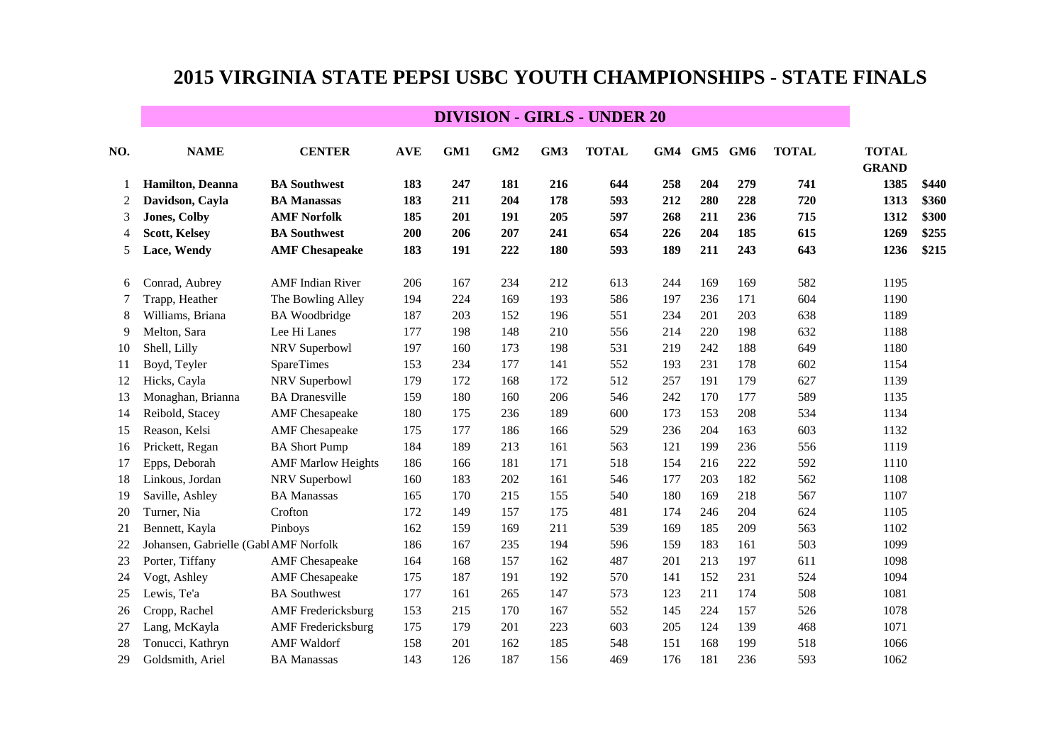# 2015 VIRGINIA STATE PEPSI USBC YOUTH CHAMPIONSHIPS - STATE FINALS

## DIVISION - GIRLS - UNDER 20

| NO. | NAME | CENTER | AVE | GM1 | GM2 | GM3 | TOTAL | GM4 | GM5 | GM6 | TOTAL | TOTAL GRAND | |
|---|---|---|---|---|---|---|---|---|---|---|---|---|---|
| 1 | **Hamilton, Deanna** | **BA Southwest** | **183** | **247** | **181** | **216** | **644** | **258** | **204** | **279** | **741** | **1385** | **$440** |
| 2 | **Davidson, Cayla** | **BA Manassas** | **183** | **211** | **204** | **178** | **593** | **212** | **280** | **228** | **720** | **1313** | **$360** |
| 3 | **Jones, Colby** | **AMF Norfolk** | **185** | **201** | **191** | **205** | **597** | **268** | **211** | **236** | **715** | **1312** | **$300** |
| 4 | **Scott, Kelsey** | **BA Southwest** | **200** | **206** | **207** | **241** | **654** | **226** | **204** | **185** | **615** | **1269** | **$255** |
| 5 | **Lace, Wendy** | **AMF Chesapeake** | **183** | **191** | **222** | **180** | **593** | **189** | **211** | **243** | **643** | **1236** | **$215** |
| 6 | Conrad, Aubrey | AMF Indian River | 206 | 167 | 234 | 212 | 613 | 244 | 169 | 169 | 582 | 1195 | |
| 7 | Trapp, Heather | The Bowling Alley | 194 | 224 | 169 | 193 | 586 | 197 | 236 | 171 | 604 | 1190 | |
| 8 | Williams, Briana | BA Woodbridge | 187 | 203 | 152 | 196 | 551 | 234 | 201 | 203 | 638 | 1189 | |
| 9 | Melton, Sara | Lee Hi Lanes | 177 | 198 | 148 | 210 | 556 | 214 | 220 | 198 | 632 | 1188 | |
| 10 | Shell, Lilly | NRV Superbowl | 197 | 160 | 173 | 198 | 531 | 219 | 242 | 188 | 649 | 1180 | |
| 11 | Boyd, Teyler | SpareTimes | 153 | 234 | 177 | 141 | 552 | 193 | 231 | 178 | 602 | 1154 | |
| 12 | Hicks, Cayla | NRV Superbowl | 179 | 172 | 168 | 172 | 512 | 257 | 191 | 179 | 627 | 1139 | |
| 13 | Monaghan, Brianna | BA Dranesville | 159 | 180 | 160 | 206 | 546 | 242 | 170 | 177 | 589 | 1135 | |
| 14 | Reibold, Stacey | AMF Chesapeake | 180 | 175 | 236 | 189 | 600 | 173 | 153 | 208 | 534 | 1134 | |
| 15 | Reason, Kelsi | AMF Chesapeake | 175 | 177 | 186 | 166 | 529 | 236 | 204 | 163 | 603 | 1132 | |
| 16 | Prickett, Regan | BA Short Pump | 184 | 189 | 213 | 161 | 563 | 121 | 199 | 236 | 556 | 1119 | |
| 17 | Epps, Deborah | AMF Marlow Heights | 186 | 166 | 181 | 171 | 518 | 154 | 216 | 222 | 592 | 1110 | |
| 18 | Linkous, Jordan | NRV Superbowl | 160 | 183 | 202 | 161 | 546 | 177 | 203 | 182 | 562 | 1108 | |
| 19 | Saville, Ashley | BA Manassas | 165 | 170 | 215 | 155 | 540 | 180 | 169 | 218 | 567 | 1107 | |
| 20 | Turner, Nia | Crofton | 172 | 149 | 157 | 175 | 481 | 174 | 246 | 204 | 624 | 1105 | |
| 21 | Bennett, Kayla | Pinboys | 162 | 159 | 169 | 211 | 539 | 169 | 185 | 209 | 563 | 1102 | |
| 22 | Johansen, Gabrielle (Gabl | AMF Norfolk | 186 | 167 | 235 | 194 | 596 | 159 | 183 | 161 | 503 | 1099 | |
| 23 | Porter, Tiffany | AMF Chesapeake | 164 | 168 | 157 | 162 | 487 | 201 | 213 | 197 | 611 | 1098 | |
| 24 | Vogt, Ashley | AMF Chesapeake | 175 | 187 | 191 | 192 | 570 | 141 | 152 | 231 | 524 | 1094 | |
| 25 | Lewis, Te'a | BA Southwest | 177 | 161 | 265 | 147 | 573 | 123 | 211 | 174 | 508 | 1081 | |
| 26 | Cropp, Rachel | AMF Fredericksburg | 153 | 215 | 170 | 167 | 552 | 145 | 224 | 157 | 526 | 1078 | |
| 27 | Lang, McKayla | AMF Fredericksburg | 175 | 179 | 201 | 223 | 603 | 205 | 124 | 139 | 468 | 1071 | |
| 28 | Tonucci, Kathryn | AMF Waldorf | 158 | 201 | 162 | 185 | 548 | 151 | 168 | 199 | 518 | 1066 | |
| 29 | Goldsmith, Ariel | BA Manassas | 143 | 126 | 187 | 156 | 469 | 176 | 181 | 236 | 593 | 1062 | |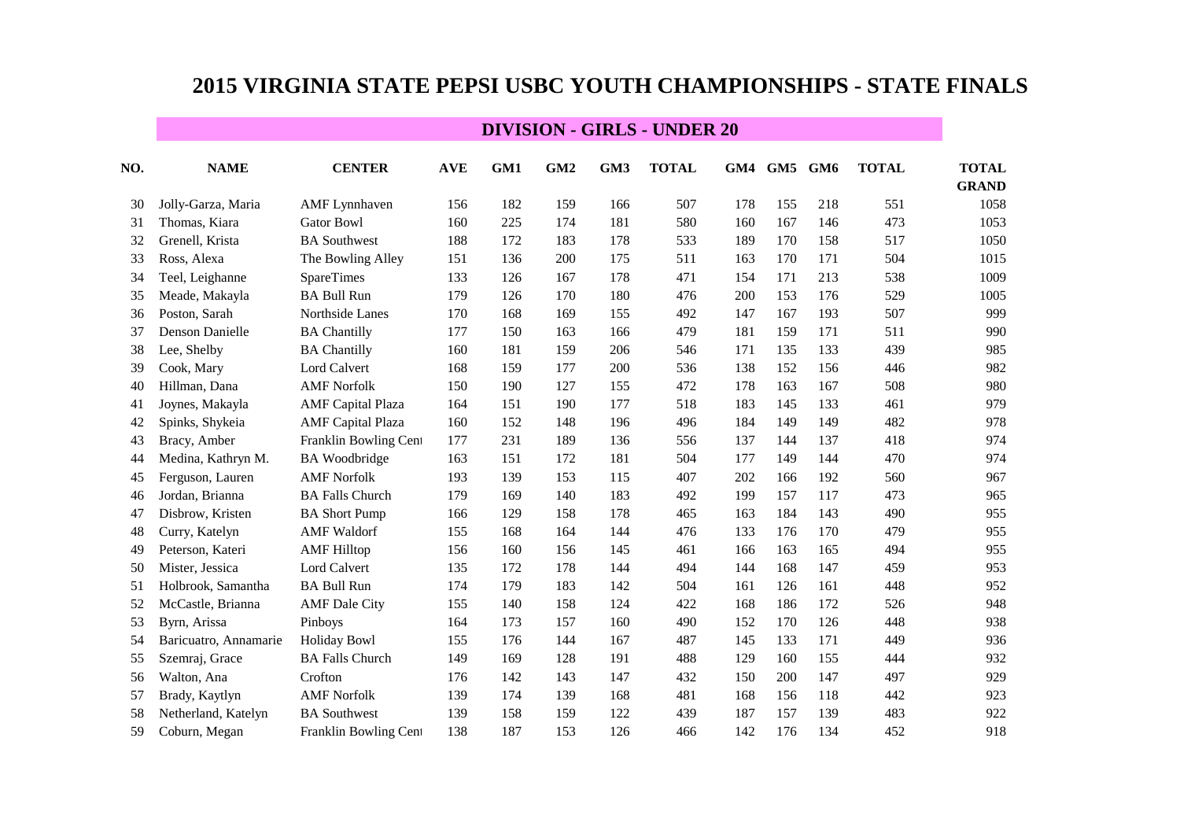# 2015 VIRGINIA STATE PEPSI USBC YOUTH CHAMPIONSHIPS - STATE FINALS

## DIVISION - GIRLS - UNDER 20

| NO. | NAME | CENTER | AVE | GM1 | GM2 | GM3 | TOTAL | GM4 | GM5 | GM6 | TOTAL | TOTAL GRAND |
|---|---|---|---|---|---|---|---|---|---|---|---|---|
| 30 | Jolly-Garza, Maria | AMF Lynnhaven | 156 | 182 | 159 | 166 | 507 | 178 | 155 | 218 | 551 | 1058 |
| 31 | Thomas, Kiara | Gator Bowl | 160 | 225 | 174 | 181 | 580 | 160 | 167 | 146 | 473 | 1053 |
| 32 | Grenell, Krista | BA Southwest | 188 | 172 | 183 | 178 | 533 | 189 | 170 | 158 | 517 | 1050 |
| 33 | Ross, Alexa | The Bowling Alley | 151 | 136 | 200 | 175 | 511 | 163 | 170 | 171 | 504 | 1015 |
| 34 | Teel, Leighanne | SpareTimes | 133 | 126 | 167 | 178 | 471 | 154 | 171 | 213 | 538 | 1009 |
| 35 | Meade, Makayla | BA Bull Run | 179 | 126 | 170 | 180 | 476 | 200 | 153 | 176 | 529 | 1005 |
| 36 | Poston, Sarah | Northside Lanes | 170 | 168 | 169 | 155 | 492 | 147 | 167 | 193 | 507 | 999 |
| 37 | Denson Danielle | BA Chantilly | 177 | 150 | 163 | 166 | 479 | 181 | 159 | 171 | 511 | 990 |
| 38 | Lee, Shelby | BA Chantilly | 160 | 181 | 159 | 206 | 546 | 171 | 135 | 133 | 439 | 985 |
| 39 | Cook, Mary | Lord Calvert | 168 | 159 | 177 | 200 | 536 | 138 | 152 | 156 | 446 | 982 |
| 40 | Hillman, Dana | AMF Norfolk | 150 | 190 | 127 | 155 | 472 | 178 | 163 | 167 | 508 | 980 |
| 41 | Joynes, Makayla | AMF Capital Plaza | 164 | 151 | 190 | 177 | 518 | 183 | 145 | 133 | 461 | 979 |
| 42 | Spinks, Shykeia | AMF Capital Plaza | 160 | 152 | 148 | 196 | 496 | 184 | 149 | 149 | 482 | 978 |
| 43 | Bracy, Amber | Franklin Bowling Cent | 177 | 231 | 189 | 136 | 556 | 137 | 144 | 137 | 418 | 974 |
| 44 | Medina, Kathryn M. | BA Woodbridge | 163 | 151 | 172 | 181 | 504 | 177 | 149 | 144 | 470 | 974 |
| 45 | Ferguson, Lauren | AMF Norfolk | 193 | 139 | 153 | 115 | 407 | 202 | 166 | 192 | 560 | 967 |
| 46 | Jordan, Brianna | BA Falls Church | 179 | 169 | 140 | 183 | 492 | 199 | 157 | 117 | 473 | 965 |
| 47 | Disbrow, Kristen | BA Short Pump | 166 | 129 | 158 | 178 | 465 | 163 | 184 | 143 | 490 | 955 |
| 48 | Curry, Katelyn | AMF Waldorf | 155 | 168 | 164 | 144 | 476 | 133 | 176 | 170 | 479 | 955 |
| 49 | Peterson, Kateri | AMF Hilltop | 156 | 160 | 156 | 145 | 461 | 166 | 163 | 165 | 494 | 955 |
| 50 | Mister, Jessica | Lord Calvert | 135 | 172 | 178 | 144 | 494 | 144 | 168 | 147 | 459 | 953 |
| 51 | Holbrook, Samantha | BA Bull Run | 174 | 179 | 183 | 142 | 504 | 161 | 126 | 161 | 448 | 952 |
| 52 | McCastle, Brianna | AMF Dale City | 155 | 140 | 158 | 124 | 422 | 168 | 186 | 172 | 526 | 948 |
| 53 | Byrn, Arissa | Pinboys | 164 | 173 | 157 | 160 | 490 | 152 | 170 | 126 | 448 | 938 |
| 54 | Baricuatro, Annamarie | Holiday Bowl | 155 | 176 | 144 | 167 | 487 | 145 | 133 | 171 | 449 | 936 |
| 55 | Szemraj, Grace | BA Falls Church | 149 | 169 | 128 | 191 | 488 | 129 | 160 | 155 | 444 | 932 |
| 56 | Walton, Ana | Crofton | 176 | 142 | 143 | 147 | 432 | 150 | 200 | 147 | 497 | 929 |
| 57 | Brady, Kaytlyn | AMF Norfolk | 139 | 174 | 139 | 168 | 481 | 168 | 156 | 118 | 442 | 923 |
| 58 | Netherland, Katelyn | BA Southwest | 139 | 158 | 159 | 122 | 439 | 187 | 157 | 139 | 483 | 922 |
| 59 | Coburn, Megan | Franklin Bowling Cent | 138 | 187 | 153 | 126 | 466 | 142 | 176 | 134 | 452 | 918 |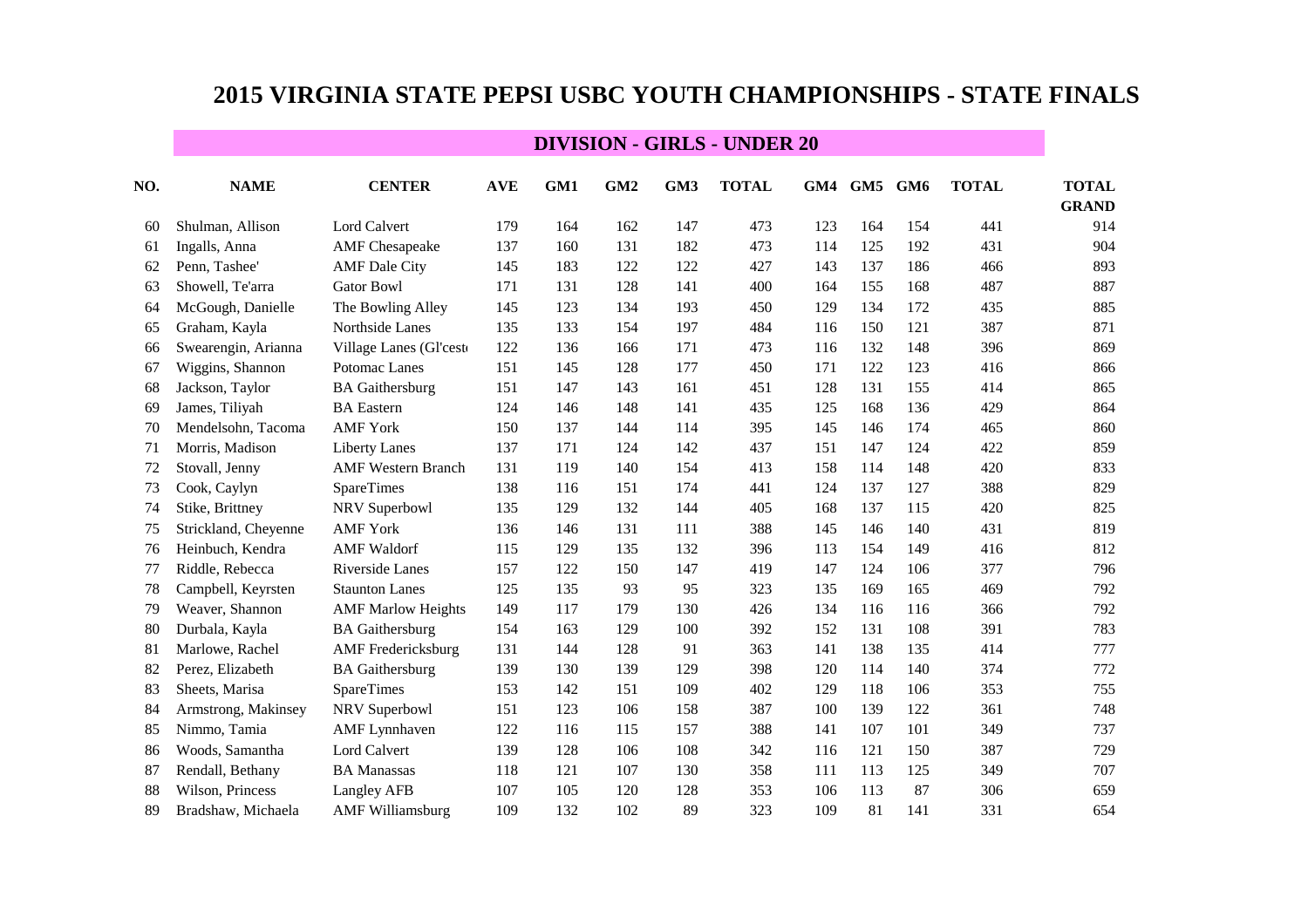# 2015 VIRGINIA STATE PEPSI USBC YOUTH CHAMPIONSHIPS - STATE FINALS

## DIVISION - GIRLS - UNDER 20

| NO. | NAME | CENTER | AVE | GM1 | GM2 | GM3 | TOTAL | GM4 | GM5 | GM6 | TOTAL | TOTAL GRAND |
|---|---|---|---|---|---|---|---|---|---|---|---|---|
| 60 | Shulman, Allison | Lord Calvert | 179 | 164 | 162 | 147 | 473 | 123 | 164 | 154 | 441 | 914 |
| 61 | Ingalls, Anna | AMF Chesapeake | 137 | 160 | 131 | 182 | 473 | 114 | 125 | 192 | 431 | 904 |
| 62 | Penn, Tashee' | AMF Dale City | 145 | 183 | 122 | 122 | 427 | 143 | 137 | 186 | 466 | 893 |
| 63 | Showell, Te'arra | Gator Bowl | 171 | 131 | 128 | 141 | 400 | 164 | 155 | 168 | 487 | 887 |
| 64 | McGough, Danielle | The Bowling Alley | 145 | 123 | 134 | 193 | 450 | 129 | 134 | 172 | 435 | 885 |
| 65 | Graham, Kayla | Northside Lanes | 135 | 133 | 154 | 197 | 484 | 116 | 150 | 121 | 387 | 871 |
| 66 | Swearengin, Arianna | Village Lanes (Gl'cest | 122 | 136 | 166 | 171 | 473 | 116 | 132 | 148 | 396 | 869 |
| 67 | Wiggins, Shannon | Potomac Lanes | 151 | 145 | 128 | 177 | 450 | 171 | 122 | 123 | 416 | 866 |
| 68 | Jackson, Taylor | BA Gaithersburg | 151 | 147 | 143 | 161 | 451 | 128 | 131 | 155 | 414 | 865 |
| 69 | James, Tiliyah | BA Eastern | 124 | 146 | 148 | 141 | 435 | 125 | 168 | 136 | 429 | 864 |
| 70 | Mendelsohn, Tacoma | AMF York | 150 | 137 | 144 | 114 | 395 | 145 | 146 | 174 | 465 | 860 |
| 71 | Morris, Madison | Liberty Lanes | 137 | 171 | 124 | 142 | 437 | 151 | 147 | 124 | 422 | 859 |
| 72 | Stovall, Jenny | AMF Western Branch | 131 | 119 | 140 | 154 | 413 | 158 | 114 | 148 | 420 | 833 |
| 73 | Cook, Caylyn | SpareTimes | 138 | 116 | 151 | 174 | 441 | 124 | 137 | 127 | 388 | 829 |
| 74 | Stike, Brittney | NRV Superbowl | 135 | 129 | 132 | 144 | 405 | 168 | 137 | 115 | 420 | 825 |
| 75 | Strickland, Cheyenne | AMF York | 136 | 146 | 131 | 111 | 388 | 145 | 146 | 140 | 431 | 819 |
| 76 | Heinbuch, Kendra | AMF Waldorf | 115 | 129 | 135 | 132 | 396 | 113 | 154 | 149 | 416 | 812 |
| 77 | Riddle, Rebecca | Riverside Lanes | 157 | 122 | 150 | 147 | 419 | 147 | 124 | 106 | 377 | 796 |
| 78 | Campbell, Keyrsten | Staunton Lanes | 125 | 135 | 93 | 95 | 323 | 135 | 169 | 165 | 469 | 792 |
| 79 | Weaver, Shannon | AMF Marlow Heights | 149 | 117 | 179 | 130 | 426 | 134 | 116 | 116 | 366 | 792 |
| 80 | Durbala, Kayla | BA Gaithersburg | 154 | 163 | 129 | 100 | 392 | 152 | 131 | 108 | 391 | 783 |
| 81 | Marlowe, Rachel | AMF Fredericksburg | 131 | 144 | 128 | 91 | 363 | 141 | 138 | 135 | 414 | 777 |
| 82 | Perez, Elizabeth | BA Gaithersburg | 139 | 130 | 139 | 129 | 398 | 120 | 114 | 140 | 374 | 772 |
| 83 | Sheets, Marisa | SpareTimes | 153 | 142 | 151 | 109 | 402 | 129 | 118 | 106 | 353 | 755 |
| 84 | Armstrong, Makinsey | NRV Superbowl | 151 | 123 | 106 | 158 | 387 | 100 | 139 | 122 | 361 | 748 |
| 85 | Nimmo, Tamia | AMF Lynnhaven | 122 | 116 | 115 | 157 | 388 | 141 | 107 | 101 | 349 | 737 |
| 86 | Woods, Samantha | Lord Calvert | 139 | 128 | 106 | 108 | 342 | 116 | 121 | 150 | 387 | 729 |
| 87 | Rendall, Bethany | BA Manassas | 118 | 121 | 107 | 130 | 358 | 111 | 113 | 125 | 349 | 707 |
| 88 | Wilson, Princess | Langley AFB | 107 | 105 | 120 | 128 | 353 | 106 | 113 | 87 | 306 | 659 |
| 89 | Bradshaw, Michaela | AMF Williamsburg | 109 | 132 | 102 | 89 | 323 | 109 | 81 | 141 | 331 | 654 |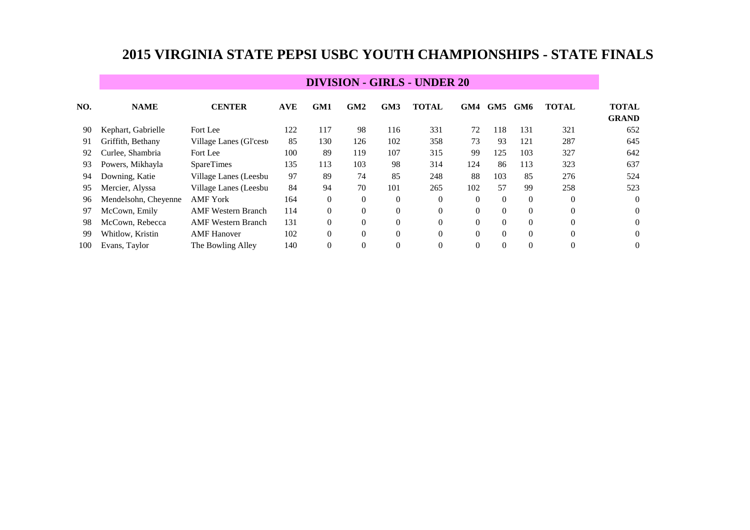# 2015 VIRGINIA STATE PEPSI USBC YOUTH CHAMPIONSHIPS - STATE FINALS

## DIVISION - GIRLS - UNDER 20

| NO. | NAME | CENTER | AVE | GM1 | GM2 | GM3 | TOTAL | GM4 | GM5 | GM6 | TOTAL | TOTAL GRAND |
|---|---|---|---|---|---|---|---|---|---|---|---|---|
| 90 | Kephart, Gabrielle | Fort Lee | 122 | 117 | 98 | 116 | 331 | 72 | 118 | 131 | 321 | 652 |
| 91 | Griffith, Bethany | Village Lanes (Gl'cest | 85 | 130 | 126 | 102 | 358 | 73 | 93 | 121 | 287 | 645 |
| 92 | Curlee, Shambria | Fort Lee | 100 | 89 | 119 | 107 | 315 | 99 | 125 | 103 | 327 | 642 |
| 93 | Powers, Mikhayla | SpareTimes | 135 | 113 | 103 | 98 | 314 | 124 | 86 | 113 | 323 | 637 |
| 94 | Downing, Katie | Village Lanes (Leesbu | 97 | 89 | 74 | 85 | 248 | 88 | 103 | 85 | 276 | 524 |
| 95 | Mercier, Alyssa | Village Lanes (Leesbu | 84 | 94 | 70 | 101 | 265 | 102 | 57 | 99 | 258 | 523 |
| 96 | Mendelsohn, Cheyenne | AMF York | 164 | 0 | 0 | 0 | 0 | 0 | 0 | 0 | 0 | 0 |
| 97 | McCown, Emily | AMF Western Branch | 114 | 0 | 0 | 0 | 0 | 0 | 0 | 0 | 0 | 0 |
| 98 | McCown, Rebecca | AMF Western Branch | 131 | 0 | 0 | 0 | 0 | 0 | 0 | 0 | 0 | 0 |
| 99 | Whitlow, Kristin | AMF Hanover | 102 | 0 | 0 | 0 | 0 | 0 | 0 | 0 | 0 | 0 |
| 100 | Evans, Taylor | The Bowling Alley | 140 | 0 | 0 | 0 | 0 | 0 | 0 | 0 | 0 | 0 |